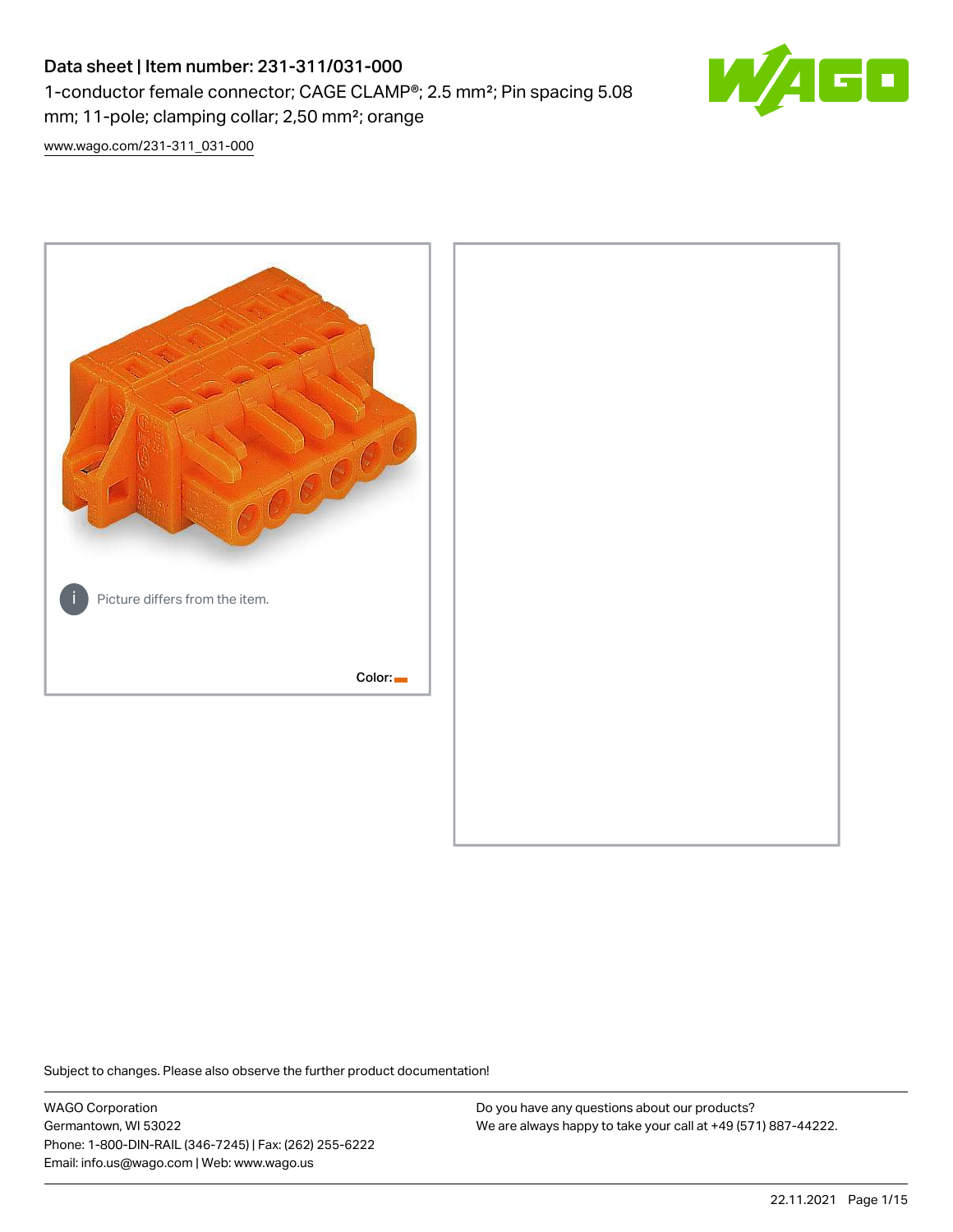# Data sheet | Item number: 231-311/031-000

1-conductor female connector; CAGE CLAMP®; 2.5 mm²; Pin spacing 5.08 mm; 11-pole; clamping collar; 2,50 mm²; orange

www.wago.com/231-311_031-000

Picture differs from the item.

Color:

Subject to changes. Please also observe the further product documentation!

WAGO Corporation
Germantown, WI 53022
Phone: 1-800-DIN-RAIL (346-7245) | Fax: (262) 255-6222
Email: info.us@wago.com | Web: www.wago.us

Do you have any questions about our products?
We are always happy to take your call at +49 (571) 887-44222.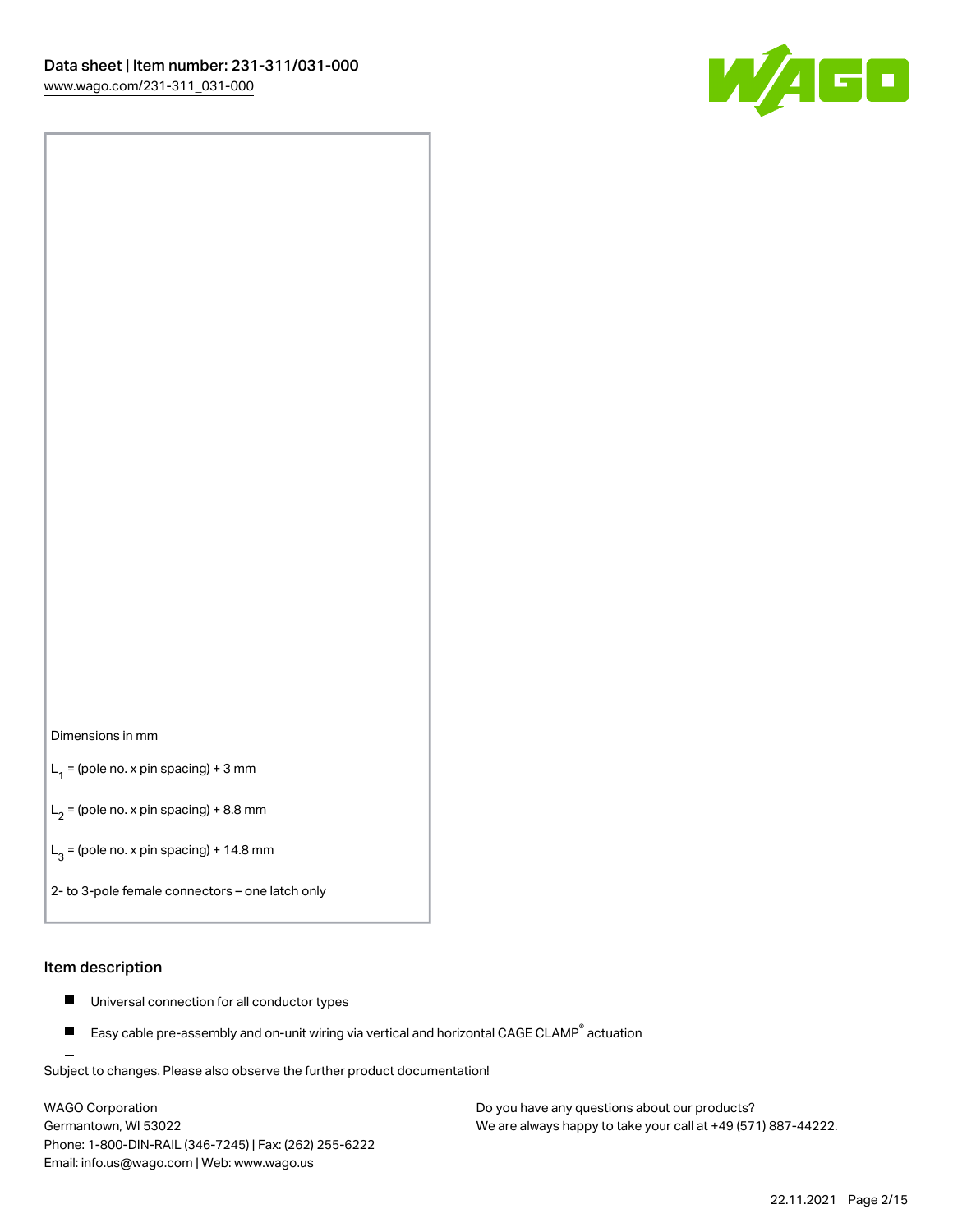Dimensions in mm

$L_1$ = (pole no. x pin spacing) + 3 mm

$L_2$ = (pole no. x pin spacing) + 8.8 mm

$L_3$ = (pole no. x pin spacing) + 14.8 mm

2- to 3-pole female connectors – one latch only

## Item description

- Universal connection for all conductor types
- Easy cable pre-assembly and on-unit wiring via vertical and horizontal CAGE CLAMP® actuation

Subject to changes. Please also observe the further product documentation!

WAGO Corporation
Germantown, WI 53022
Phone: 1-800-DIN-RAIL (346-7245) | Fax: (262) 255-6222
Email: info.us@wago.com | Web: www.wago.us

Do you have any questions about our products?
We are always happy to take your call at +49 (571) 887-44222.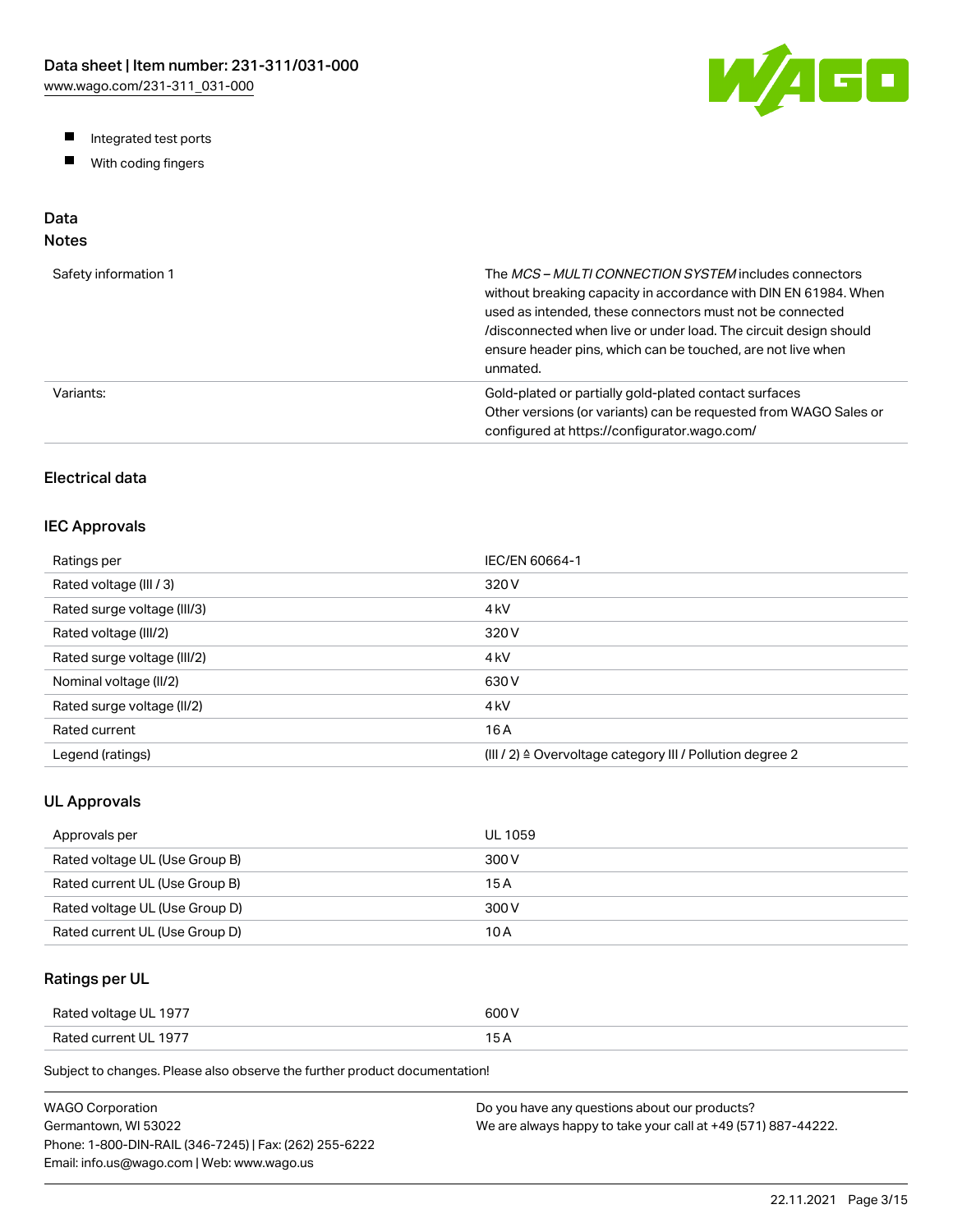- Integrated test ports
- With coding fingers

## Data

### Notes

| | |
|---|---|
| Safety information 1 | The *MCS – MULTI CONNECTION SYSTEM* includes connectors without breaking capacity in accordance with DIN EN 61984. When used as intended, these connectors must not be connected /disconnected when live or under load. The circuit design should ensure header pins, which can be touched, are not live when unmated. |
| Variants: | Gold-plated or partially gold-plated contact surfaces<br>Other versions (or variants) can be requested from WAGO Sales or configured at https://configurator.wago.com/ |

### Electrical data

### IEC Approvals

| | |
|---|---|
| Ratings per | IEC/EN 60664-1 |
| Rated voltage (III / 3) | 320 V |
| Rated surge voltage (III/3) | 4 kV |
| Rated voltage (III/2) | 320 V |
| Rated surge voltage (III/2) | 4 kV |
| Nominal voltage (II/2) | 630 V |
| Rated surge voltage (II/2) | 4 kV |
| Rated current | 16 A |
| Legend (ratings) | (III / 2) ≙ Overvoltage category III / Pollution degree 2 |

### UL Approvals

| | |
|---|---|
| Approvals per | UL 1059 |
| Rated voltage UL (Use Group B) | 300 V |
| Rated current UL (Use Group B) | 15 A |
| Rated voltage UL (Use Group D) | 300 V |
| Rated current UL (Use Group D) | 10 A |

### Ratings per UL

| | |
|---|---|
| Rated voltage UL 1977 | 600 V |
| Rated current UL 1977 | 15 A |

Subject to changes. Please also observe the further product documentation!

WAGO Corporation
Germantown, WI 53022
Phone: 1-800-DIN-RAIL (346-7245) | Fax: (262) 255-6222
Email: info.us@wago.com | Web: www.wago.us

Do you have any questions about our products?
We are always happy to take your call at +49 (571) 887-44222.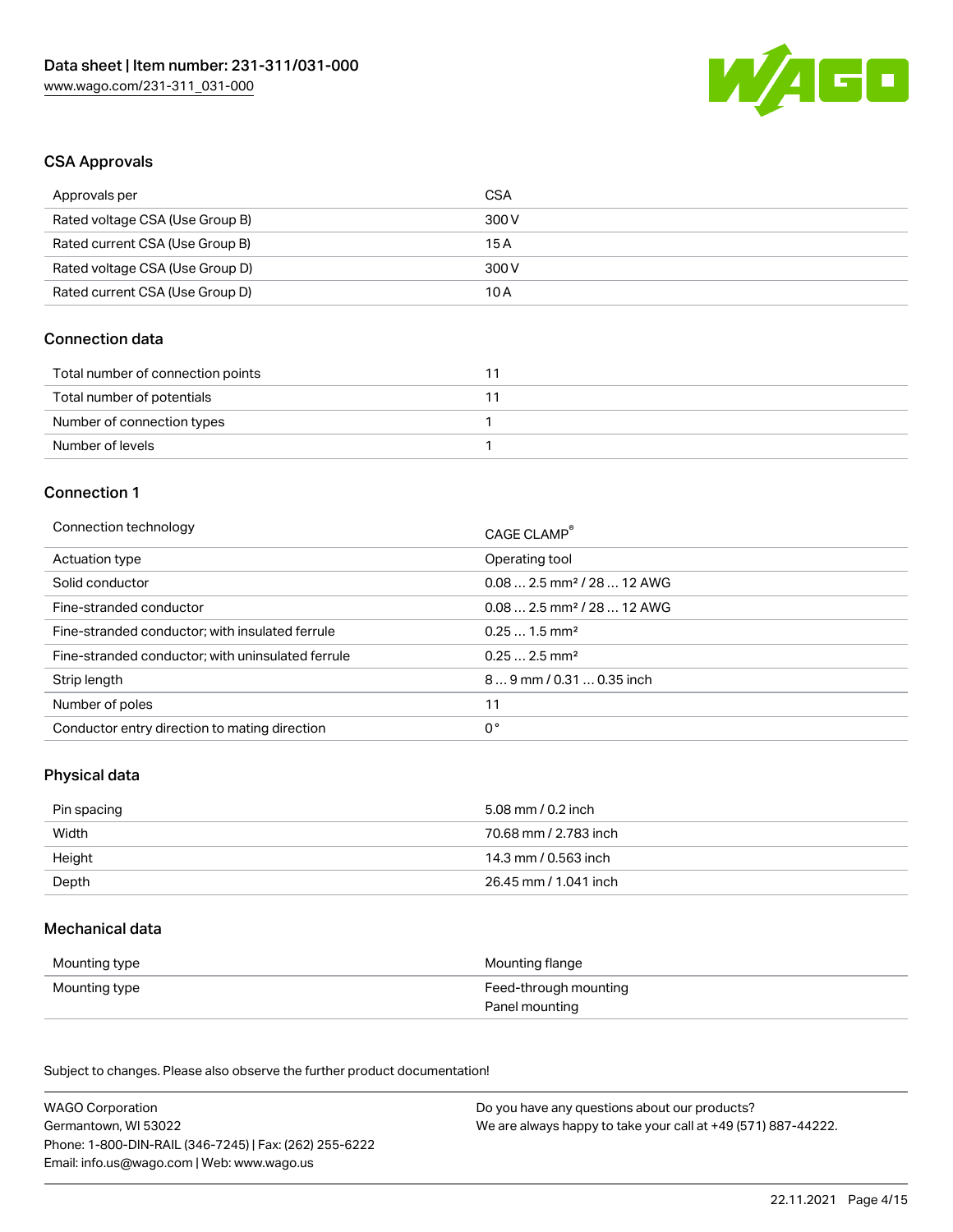### CSA Approvals

| Approvals per | CSA |
| --- | --- |
| Rated voltage CSA (Use Group B) | 300 V |
| Rated current CSA (Use Group B) | 15 A |
| Rated voltage CSA (Use Group D) | 300 V |
| Rated current CSA (Use Group D) | 10 A |

### Connection data

| Total number of connection points | 11 |
| --- | --- |
| Total number of potentials | 11 |
| Number of connection types | 1 |
| Number of levels | 1 |

### Connection 1

| Connection technology | CAGE CLAMP® |
| --- | --- |
| Actuation type | Operating tool |
| Solid conductor | 0.08 … 2.5 mm² / 28 … 12 AWG |
| Fine-stranded conductor | 0.08 … 2.5 mm² / 28 … 12 AWG |
| Fine-stranded conductor; with insulated ferrule | 0.25 … 1.5 mm² |
| Fine-stranded conductor; with uninsulated ferrule | 0.25 … 2.5 mm² |
| Strip length | 8 … 9 mm / 0.31 … 0.35 inch |
| Number of poles | 11 |
| Conductor entry direction to mating direction | 0 ° |

### Physical data

| Pin spacing | 5.08 mm / 0.2 inch |
| --- | --- |
| Width | 70.68 mm / 2.783 inch |
| Height | 14.3 mm / 0.563 inch |
| Depth | 26.45 mm / 1.041 inch |

### Mechanical data

| Mounting type | Mounting flange |
| --- | --- |
| Mounting type | Feed-through mounting<br>Panel mounting |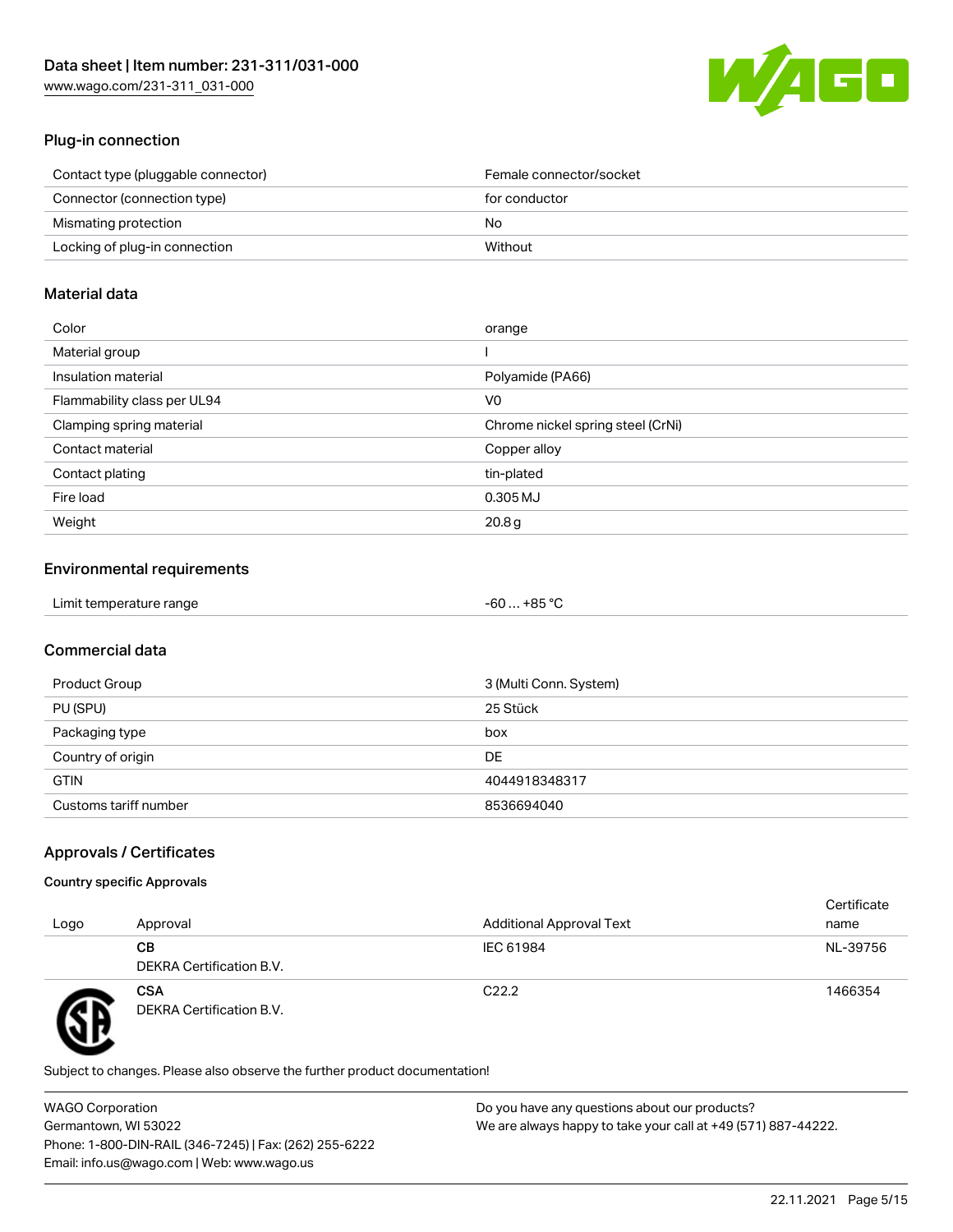## Plug-in connection

| | |
|---|---|
| Contact type (pluggable connector) | Female connector/socket |
| Connector (connection type) | for conductor |
| Mismating protection | No |
| Locking of plug-in connection | Without |

## Material data

| | |
|---|---|
| Color | orange |
| Material group | I |
| Insulation material | Polyamide (PA66) |
| Flammability class per UL94 | V0 |
| Clamping spring material | Chrome nickel spring steel (CrNi) |
| Contact material | Copper alloy |
| Contact plating | tin-plated |
| Fire load | 0.305 MJ |
| Weight | 20.8 g |

## Environmental requirements

| | |
|---|---|
| Limit temperature range | -60 … +85 °C |

## Commercial data

| | |
|---|---|
| Product Group | 3 (Multi Conn. System) |
| PU (SPU) | 25 Stück |
| Packaging type | box |
| Country of origin | DE |
| GTIN | 4044918348317 |
| Customs tariff number | 8536694040 |

## Approvals / Certificates

### Country specific Approvals

| Logo | Approval | Additional Approval Text | Certificate name |
|---|---|---|---|
| | **CB** DEKRA Certification B.V. | IEC 61984 | NL-39756 |
| | **CSA** DEKRA Certification B.V. | C22.2 | 1466354 |

Subject to changes. Please also observe the further product documentation!

WAGO Corporation
Germantown, WI 53022
Phone: 1-800-DIN-RAIL (346-7245) | Fax: (262) 255-6222
Email: info.us@wago.com | Web: www.wago.us

Do you have any questions about our products?
We are always happy to take your call at +49 (571) 887-44222.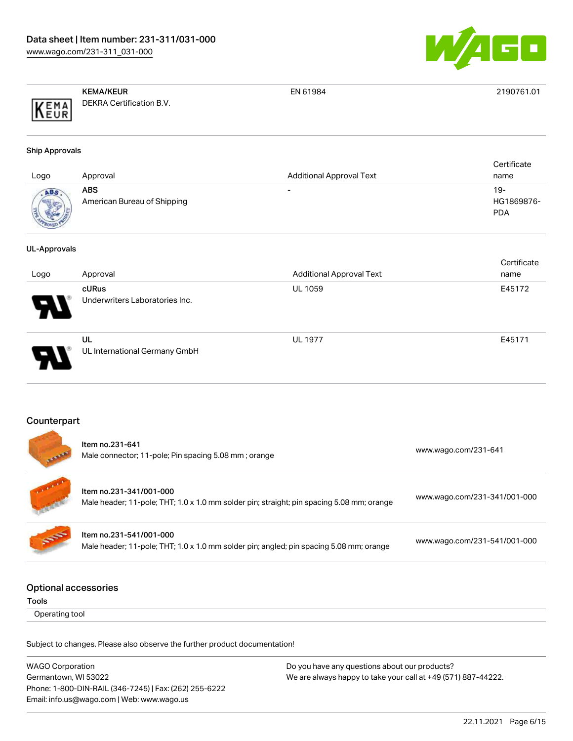| Logo | Approval | Additional Approval Text | Certificate name |
|---|---|---|---|
| | **KEMA/KEUR** DEKRA Certification B.V. | EN 61984 | 2190761.01 |

### Ship Approvals

| Logo | Approval | Additional Approval Text | Certificate name |
|---|---|---|---|
| | **ABS** American Bureau of Shipping | - | 19-HG1869876-PDA |

### UL-Approvals

| Logo | Approval | Additional Approval Text | Certificate name |
|---|---|---|---|
| | **cURus** Underwriters Laboratories Inc. | UL 1059 | E45172 |
| | **UL** UL International Germany GmbH | UL 1977 | E45171 |

## Counterpart

| Item | Link |
|---|---|
| **Item no.231-641** Male connector; 11-pole; Pin spacing 5.08 mm ; orange | www.wago.com/231-641 |
| **Item no.231-341/001-000** Male header; 11-pole; THT; 1.0 x 1.0 mm solder pin; straight; pin spacing 5.08 mm; orange | www.wago.com/231-341/001-000 |
| **Item no.231-541/001-000** Male header; 11-pole; THT; 1.0 x 1.0 mm solder pin; angled; pin spacing 5.08 mm; orange | www.wago.com/231-541/001-000 |

## Optional accessories

**Tools**

Operating tool

Subject to changes. Please also observe the further product documentation!

WAGO Corporation
Germantown, WI 53022
Phone: 1-800-DIN-RAIL (346-7245) | Fax: (262) 255-6222
Email: info.us@wago.com | Web: www.wago.us

Do you have any questions about our products?
We are always happy to take your call at +49 (571) 887-44222.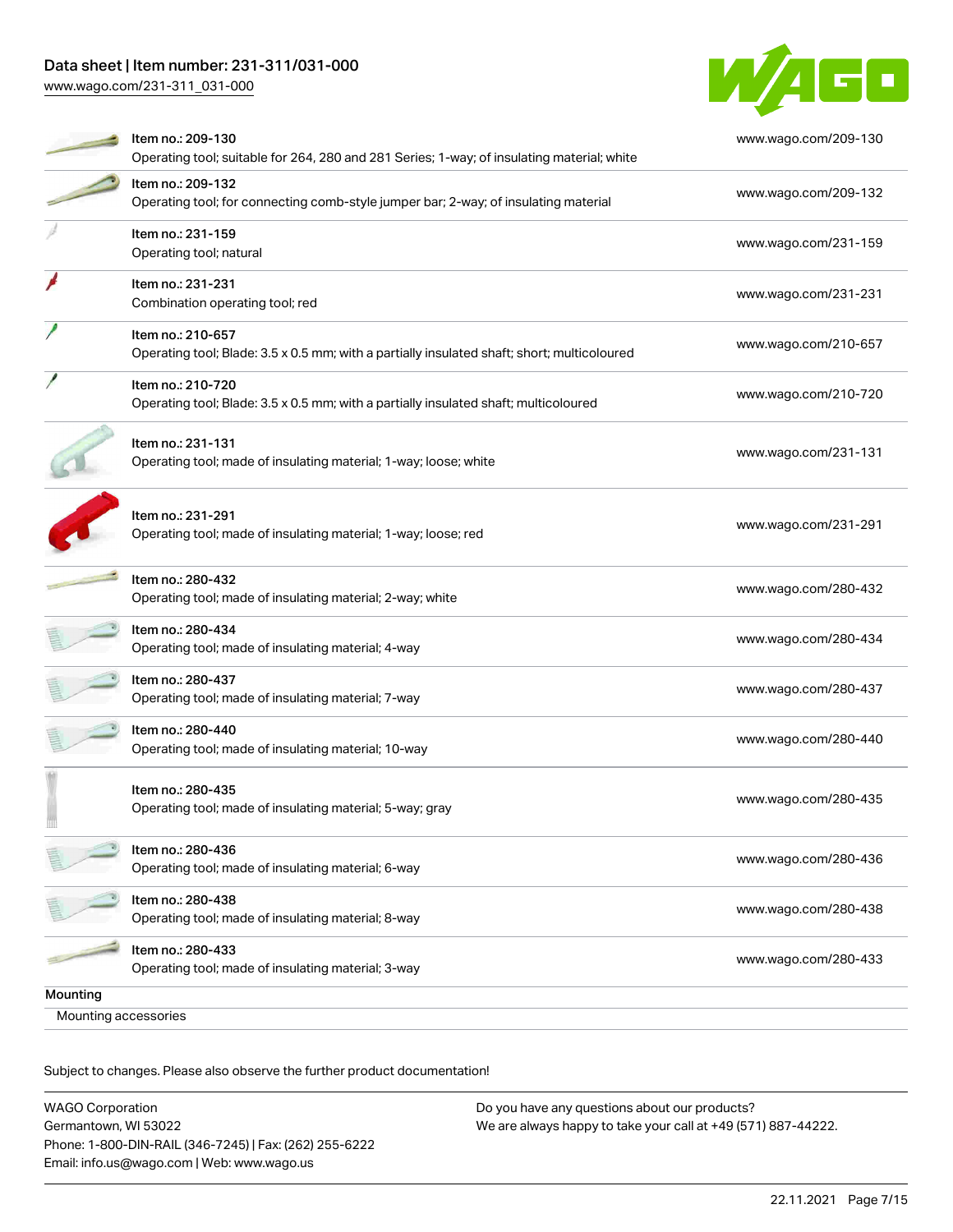| Item | Description | Link |
|---|---|---|
| Item no.: 209-130 | Operating tool; suitable for 264, 280 and 281 Series; 1-way; of insulating material; white | www.wago.com/209-130 |
| Item no.: 209-132 | Operating tool; for connecting comb-style jumper bar; 2-way; of insulating material | www.wago.com/209-132 |
| Item no.: 231-159 | Operating tool; natural | www.wago.com/231-159 |
| Item no.: 231-231 | Combination operating tool; red | www.wago.com/231-231 |
| Item no.: 210-657 | Operating tool; Blade: 3.5 x 0.5 mm; with a partially insulated shaft; short; multicoloured | www.wago.com/210-657 |
| Item no.: 210-720 | Operating tool; Blade: 3.5 x 0.5 mm; with a partially insulated shaft; multicoloured | www.wago.com/210-720 |
| Item no.: 231-131 | Operating tool; made of insulating material; 1-way; loose; white | www.wago.com/231-131 |
| Item no.: 231-291 | Operating tool; made of insulating material; 1-way; loose; red | www.wago.com/231-291 |
| Item no.: 280-432 | Operating tool; made of insulating material; 2-way; white | www.wago.com/280-432 |
| Item no.: 280-434 | Operating tool; made of insulating material; 4-way | www.wago.com/280-434 |
| Item no.: 280-437 | Operating tool; made of insulating material; 7-way | www.wago.com/280-437 |
| Item no.: 280-440 | Operating tool; made of insulating material; 10-way | www.wago.com/280-440 |
| Item no.: 280-435 | Operating tool; made of insulating material; 5-way; gray | www.wago.com/280-435 |
| Item no.: 280-436 | Operating tool; made of insulating material; 6-way | www.wago.com/280-436 |
| Item no.: 280-438 | Operating tool; made of insulating material; 8-way | www.wago.com/280-438 |
| Item no.: 280-433 | Operating tool; made of insulating material; 3-way | www.wago.com/280-433 |

## Mounting

Mounting accessories

Subject to changes. Please also observe the further product documentation!

WAGO Corporation
Germantown, WI 53022
Phone: 1-800-DIN-RAIL (346-7245) | Fax: (262) 255-6222
Email: info.us@wago.com | Web: www.wago.us

Do you have any questions about our products?
We are always happy to take your call at +49 (571) 887-44222.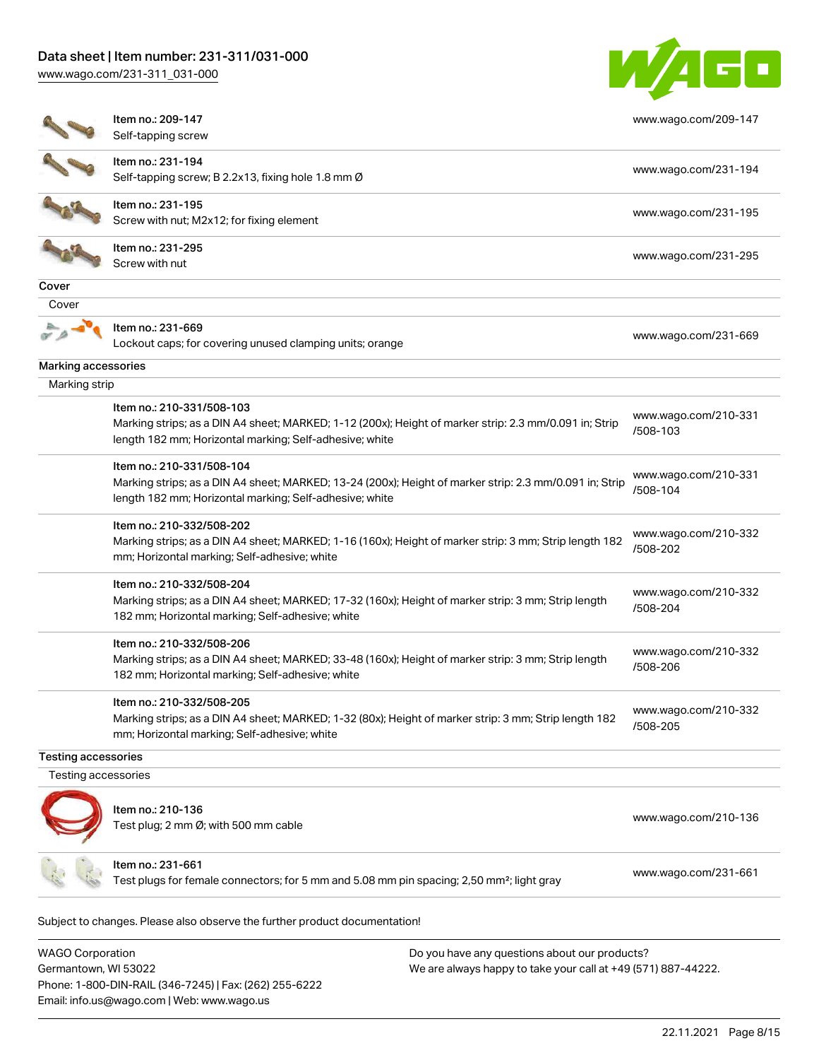| | | |
|---|---|---|
| | Item no.: 209-147<br>Self-tapping screw | www.wago.com/209-147 |
| | Item no.: 231-194<br>Self-tapping screw; B 2.2x13, fixing hole 1.8 mm Ø | www.wago.com/231-194 |
| | Item no.: 231-195<br>Screw with nut; M2x12; for fixing element | www.wago.com/231-195 |
| | Item no.: 231-295<br>Screw with nut | www.wago.com/231-295 |

**Cover**

Cover

| | | |
|---|---|---|
| | Item no.: 231-669<br>Lockout caps; for covering unused clamping units; orange | www.wago.com/231-669 |

**Marking accessories**

Marking strip

| | | |
|---|---|---|
| | Item no.: 210-331/508-103<br>Marking strips; as a DIN A4 sheet; MARKED; 1-12 (200x); Height of marker strip: 2.3 mm/0.091 in; Strip length 182 mm; Horizontal marking; Self-adhesive; white | www.wago.com/210-331/508-103 |
| | Item no.: 210-331/508-104<br>Marking strips; as a DIN A4 sheet; MARKED; 13-24 (200x); Height of marker strip: 2.3 mm/0.091 in; Strip length 182 mm; Horizontal marking; Self-adhesive; white | www.wago.com/210-331/508-104 |
| | Item no.: 210-332/508-202<br>Marking strips; as a DIN A4 sheet; MARKED; 1-16 (160x); Height of marker strip: 3 mm; Strip length 182 mm; Horizontal marking; Self-adhesive; white | www.wago.com/210-332/508-202 |
| | Item no.: 210-332/508-204<br>Marking strips; as a DIN A4 sheet; MARKED; 17-32 (160x); Height of marker strip: 3 mm; Strip length 182 mm; Horizontal marking; Self-adhesive; white | www.wago.com/210-332/508-204 |
| | Item no.: 210-332/508-206<br>Marking strips; as a DIN A4 sheet; MARKED; 33-48 (160x); Height of marker strip: 3 mm; Strip length 182 mm; Horizontal marking; Self-adhesive; white | www.wago.com/210-332/508-206 |
| | Item no.: 210-332/508-205<br>Marking strips; as a DIN A4 sheet; MARKED; 1-32 (80x); Height of marker strip: 3 mm; Strip length 182 mm; Horizontal marking; Self-adhesive; white | www.wago.com/210-332/508-205 |

**Testing accessories**

Testing accessories

| | | |
|---|---|---|
| | Item no.: 210-136<br>Test plug; 2 mm Ø; with 500 mm cable | www.wago.com/210-136 |
| | Item no.: 231-661<br>Test plugs for female connectors; for 5 mm and 5.08 mm pin spacing; 2,50 mm²; light gray | www.wago.com/231-661 |

Subject to changes. Please also observe the further product documentation!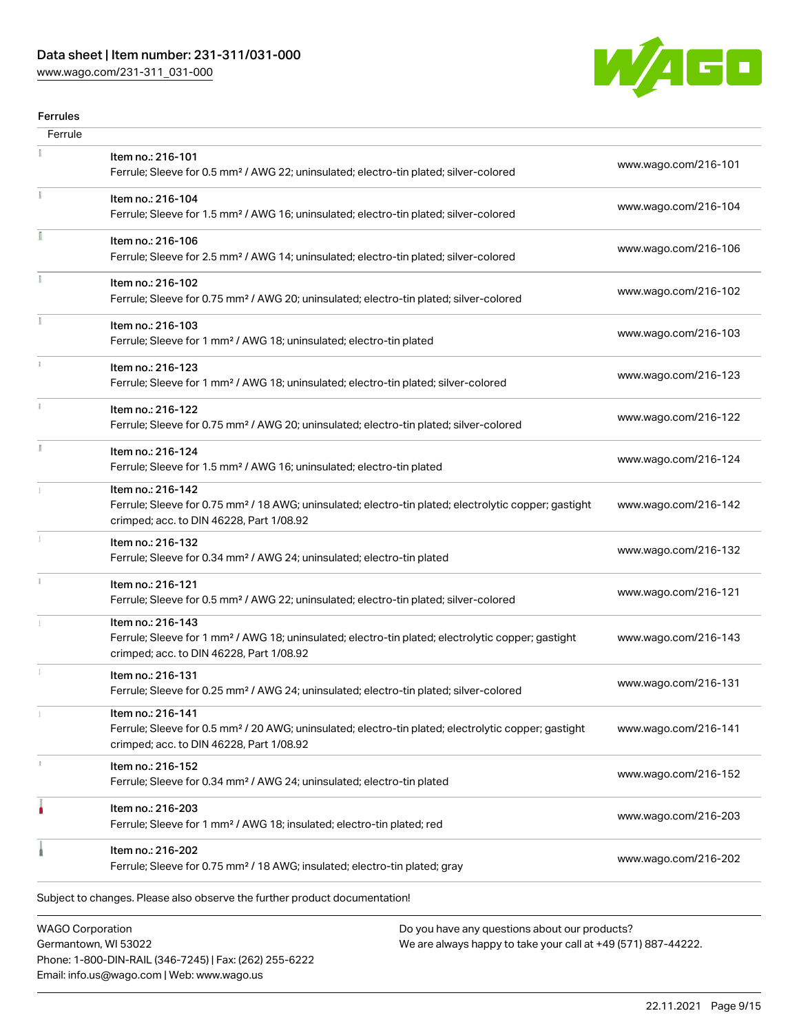## Ferrules

| Ferrule | | |
|---|---|---|
| | Item no.: 216-101<br>Ferrule; Sleeve for 0.5 mm² / AWG 22; uninsulated; electro-tin plated; silver-colored | www.wago.com/216-101 |
| | Item no.: 216-104<br>Ferrule; Sleeve for 1.5 mm² / AWG 16; uninsulated; electro-tin plated; silver-colored | www.wago.com/216-104 |
| | Item no.: 216-106<br>Ferrule; Sleeve for 2.5 mm² / AWG 14; uninsulated; electro-tin plated; silver-colored | www.wago.com/216-106 |
| | Item no.: 216-102<br>Ferrule; Sleeve for 0.75 mm² / AWG 20; uninsulated; electro-tin plated; silver-colored | www.wago.com/216-102 |
| | Item no.: 216-103<br>Ferrule; Sleeve for 1 mm² / AWG 18; uninsulated; electro-tin plated | www.wago.com/216-103 |
| | Item no.: 216-123<br>Ferrule; Sleeve for 1 mm² / AWG 18; uninsulated; electro-tin plated; silver-colored | www.wago.com/216-123 |
| | Item no.: 216-122<br>Ferrule; Sleeve for 0.75 mm² / AWG 20; uninsulated; electro-tin plated; silver-colored | www.wago.com/216-122 |
| | Item no.: 216-124<br>Ferrule; Sleeve for 1.5 mm² / AWG 16; uninsulated; electro-tin plated | www.wago.com/216-124 |
| | Item no.: 216-142<br>Ferrule; Sleeve for 0.75 mm² / 18 AWG; uninsulated; electro-tin plated; electrolytic copper; gastight crimped; acc. to DIN 46228, Part 1/08.92 | www.wago.com/216-142 |
| | Item no.: 216-132<br>Ferrule; Sleeve for 0.34 mm² / AWG 24; uninsulated; electro-tin plated | www.wago.com/216-132 |
| | Item no.: 216-121<br>Ferrule; Sleeve for 0.5 mm² / AWG 22; uninsulated; electro-tin plated; silver-colored | www.wago.com/216-121 |
| | Item no.: 216-143<br>Ferrule; Sleeve for 1 mm² / AWG 18; uninsulated; electro-tin plated; electrolytic copper; gastight crimped; acc. to DIN 46228, Part 1/08.92 | www.wago.com/216-143 |
| | Item no.: 216-131<br>Ferrule; Sleeve for 0.25 mm² / AWG 24; uninsulated; electro-tin plated; silver-colored | www.wago.com/216-131 |
| | Item no.: 216-141<br>Ferrule; Sleeve for 0.5 mm² / 20 AWG; uninsulated; electro-tin plated; electrolytic copper; gastight crimped; acc. to DIN 46228, Part 1/08.92 | www.wago.com/216-141 |
| | Item no.: 216-152<br>Ferrule; Sleeve for 0.34 mm² / AWG 24; uninsulated; electro-tin plated | www.wago.com/216-152 |
| | Item no.: 216-203<br>Ferrule; Sleeve for 1 mm² / AWG 18; insulated; electro-tin plated; red | www.wago.com/216-203 |
| | Item no.: 216-202<br>Ferrule; Sleeve for 0.75 mm² / 18 AWG; insulated; electro-tin plated; gray | www.wago.com/216-202 |

Subject to changes. Please also observe the further product documentation!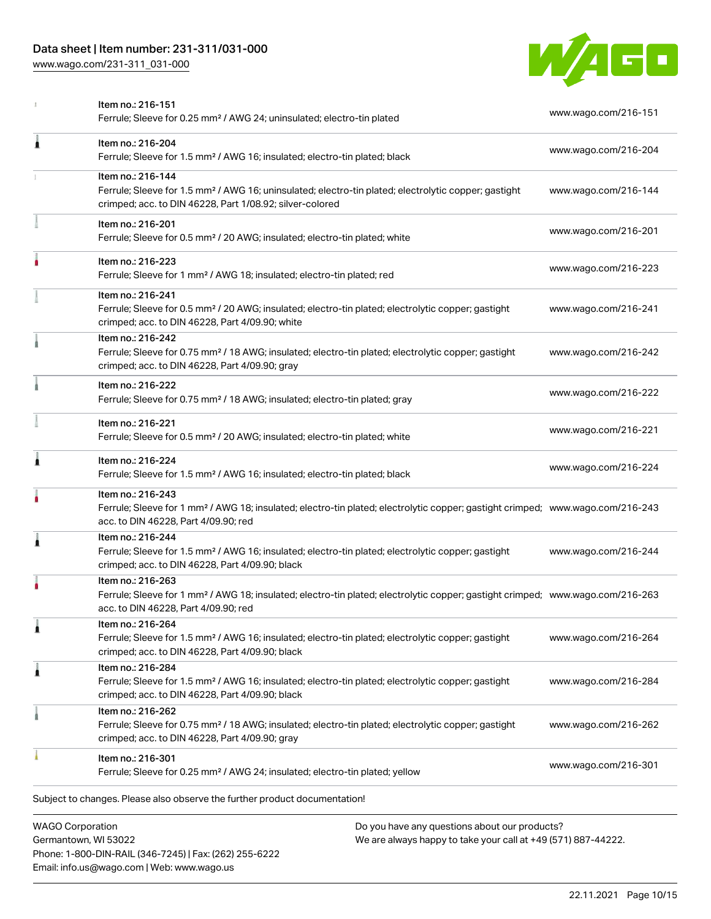| Item | URL |
|---|---|
| Item no.: 216-151<br>Ferrule; Sleeve for 0.25 mm² / AWG 24; uninsulated; electro-tin plated | www.wago.com/216-151 |
| Item no.: 216-204<br>Ferrule; Sleeve for 1.5 mm² / AWG 16; insulated; electro-tin plated; black | www.wago.com/216-204 |
| Item no.: 216-144<br>Ferrule; Sleeve for 1.5 mm² / AWG 16; uninsulated; electro-tin plated; electrolytic copper; gastight crimped; acc. to DIN 46228, Part 1/08.92; silver-colored | www.wago.com/216-144 |
| Item no.: 216-201<br>Ferrule; Sleeve for 0.5 mm² / 20 AWG; insulated; electro-tin plated; white | www.wago.com/216-201 |
| Item no.: 216-223<br>Ferrule; Sleeve for 1 mm² / AWG 18; insulated; electro-tin plated; red | www.wago.com/216-223 |
| Item no.: 216-241<br>Ferrule; Sleeve for 0.5 mm² / 20 AWG; insulated; electro-tin plated; electrolytic copper; gastight crimped; acc. to DIN 46228, Part 4/09.90; white | www.wago.com/216-241 |
| Item no.: 216-242<br>Ferrule; Sleeve for 0.75 mm² / 18 AWG; insulated; electro-tin plated; electrolytic copper; gastight crimped; acc. to DIN 46228, Part 4/09.90; gray | www.wago.com/216-242 |
| Item no.: 216-222<br>Ferrule; Sleeve for 0.75 mm² / 18 AWG; insulated; electro-tin plated; gray | www.wago.com/216-222 |
| Item no.: 216-221<br>Ferrule; Sleeve for 0.5 mm² / 20 AWG; insulated; electro-tin plated; white | www.wago.com/216-221 |
| Item no.: 216-224<br>Ferrule; Sleeve for 1.5 mm² / AWG 16; insulated; electro-tin plated; black | www.wago.com/216-224 |
| Item no.: 216-243<br>Ferrule; Sleeve for 1 mm² / AWG 18; insulated; electro-tin plated; electrolytic copper; gastight crimped; acc. to DIN 46228, Part 4/09.90; red | www.wago.com/216-243 |
| Item no.: 216-244<br>Ferrule; Sleeve for 1.5 mm² / AWG 16; insulated; electro-tin plated; electrolytic copper; gastight crimped; acc. to DIN 46228, Part 4/09.90; black | www.wago.com/216-244 |
| Item no.: 216-263<br>Ferrule; Sleeve for 1 mm² / AWG 18; insulated; electro-tin plated; electrolytic copper; gastight crimped; acc. to DIN 46228, Part 4/09.90; red | www.wago.com/216-263 |
| Item no.: 216-264<br>Ferrule; Sleeve for 1.5 mm² / AWG 16; insulated; electro-tin plated; electrolytic copper; gastight crimped; acc. to DIN 46228, Part 4/09.90; black | www.wago.com/216-264 |
| Item no.: 216-284<br>Ferrule; Sleeve for 1.5 mm² / AWG 16; insulated; electro-tin plated; electrolytic copper; gastight crimped; acc. to DIN 46228, Part 4/09.90; black | www.wago.com/216-284 |
| Item no.: 216-262<br>Ferrule; Sleeve for 0.75 mm² / 18 AWG; insulated; electro-tin plated; electrolytic copper; gastight crimped; acc. to DIN 46228, Part 4/09.90; gray | www.wago.com/216-262 |
| Item no.: 216-301<br>Ferrule; Sleeve for 0.25 mm² / AWG 24; insulated; electro-tin plated; yellow | www.wago.com/216-301 |

Subject to changes. Please also observe the further product documentation!

WAGO Corporation
Germantown, WI 53022
Phone: 1-800-DIN-RAIL (346-7245) | Fax: (262) 255-6222
Email: info.us@wago.com | Web: www.wago.us

Do you have any questions about our products?
We are always happy to take your call at +49 (571) 887-44222.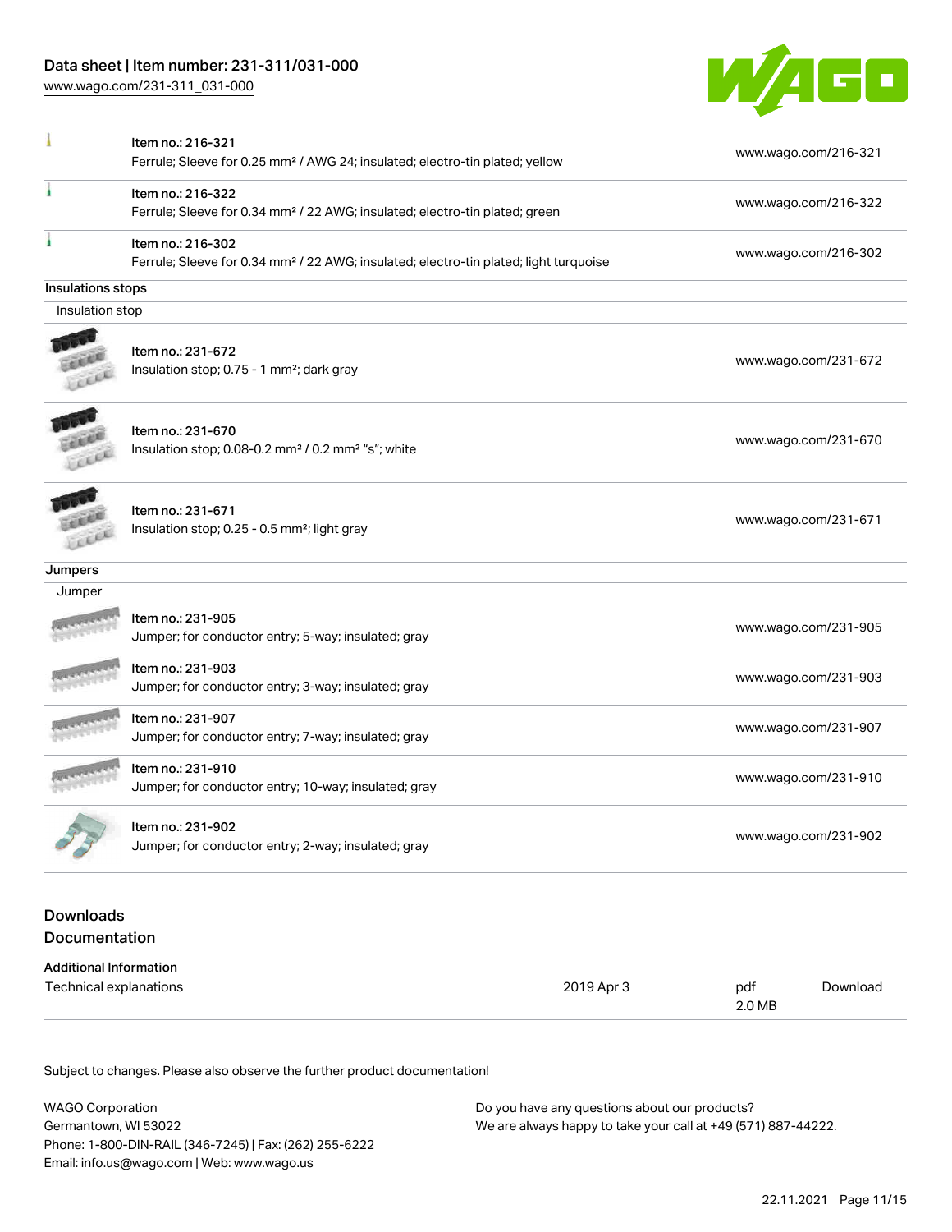| | | |
|---|---|---|
| | Item no.: 216-321<br>Ferrule; Sleeve for 0.25 mm² / AWG 24; insulated; electro-tin plated; yellow | www.wago.com/216-321 |
| | Item no.: 216-322<br>Ferrule; Sleeve for 0.34 mm² / 22 AWG; insulated; electro-tin plated; green | www.wago.com/216-322 |
| | Item no.: 216-302<br>Ferrule; Sleeve for 0.34 mm² / 22 AWG; insulated; electro-tin plated; light turquoise | www.wago.com/216-302 |

**Insulations stops**

Insulation stop

| | | |
|---|---|---|
| | Item no.: 231-672<br>Insulation stop; 0.75 - 1 mm²; dark gray | www.wago.com/231-672 |
| | Item no.: 231-670<br>Insulation stop; 0.08-0.2 mm² / 0.2 mm² "s"; white | www.wago.com/231-670 |
| | Item no.: 231-671<br>Insulation stop; 0.25 - 0.5 mm²; light gray | www.wago.com/231-671 |

**Jumpers**

Jumper

| | | |
|---|---|---|
| | Item no.: 231-905<br>Jumper; for conductor entry; 5-way; insulated; gray | www.wago.com/231-905 |
| | Item no.: 231-903<br>Jumper; for conductor entry; 3-way; insulated; gray | www.wago.com/231-903 |
| | Item no.: 231-907<br>Jumper; for conductor entry; 7-way; insulated; gray | www.wago.com/231-907 |
| | Item no.: 231-910<br>Jumper; for conductor entry; 10-way; insulated; gray | www.wago.com/231-910 |
| | Item no.: 231-902<br>Jumper; for conductor entry; 2-way; insulated; gray | www.wago.com/231-902 |

## Downloads

## Documentation

**Additional Information**

| | | | |
|---|---|---|---|
| Technical explanations | 2019 Apr 3 | pdf<br>2.0 MB | Download |

Subject to changes. Please also observe the further product documentation!

WAGO Corporation
Germantown, WI 53022
Phone: 1-800-DIN-RAIL (346-7245) | Fax: (262) 255-6222
Email: info.us@wago.com | Web: www.wago.us

Do you have any questions about our products?
We are always happy to take your call at +49 (571) 887-44222.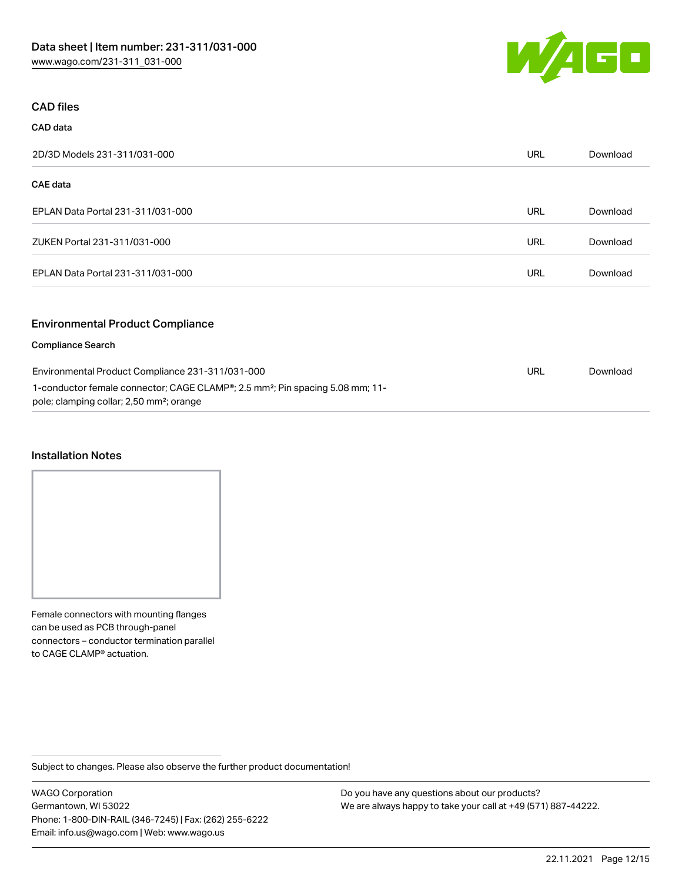## CAD files

### CAD data

| 2D/3D Models 231-311/031-000 | URL | Download |
| --- | --- | --- |

### CAE data

| | | |
| --- | --- | --- |
| EPLAN Data Portal 231-311/031-000 | URL | Download |
| ZUKEN Portal 231-311/031-000 | URL | Download |
| EPLAN Data Portal 231-311/031-000 | URL | Download |

## Environmental Product Compliance

### Compliance Search

| | | |
| --- | --- | --- |
| Environmental Product Compliance 231-311/031-000<br>1-conductor female connector; CAGE CLAMP®; 2.5 mm²; Pin spacing 5.08 mm; 11-pole; clamping collar; 2,50 mm²; orange | URL | Download |

## Installation Notes

Female connectors with mounting flanges can be used as PCB through-panel connectors – conductor termination parallel to CAGE CLAMP® actuation.

Subject to changes. Please also observe the further product documentation!

WAGO Corporation
Germantown, WI 53022
Phone: 1-800-DIN-RAIL (346-7245) | Fax: (262) 255-6222
Email: info.us@wago.com | Web: www.wago.us

Do you have any questions about our products?
We are always happy to take your call at +49 (571) 887-44222.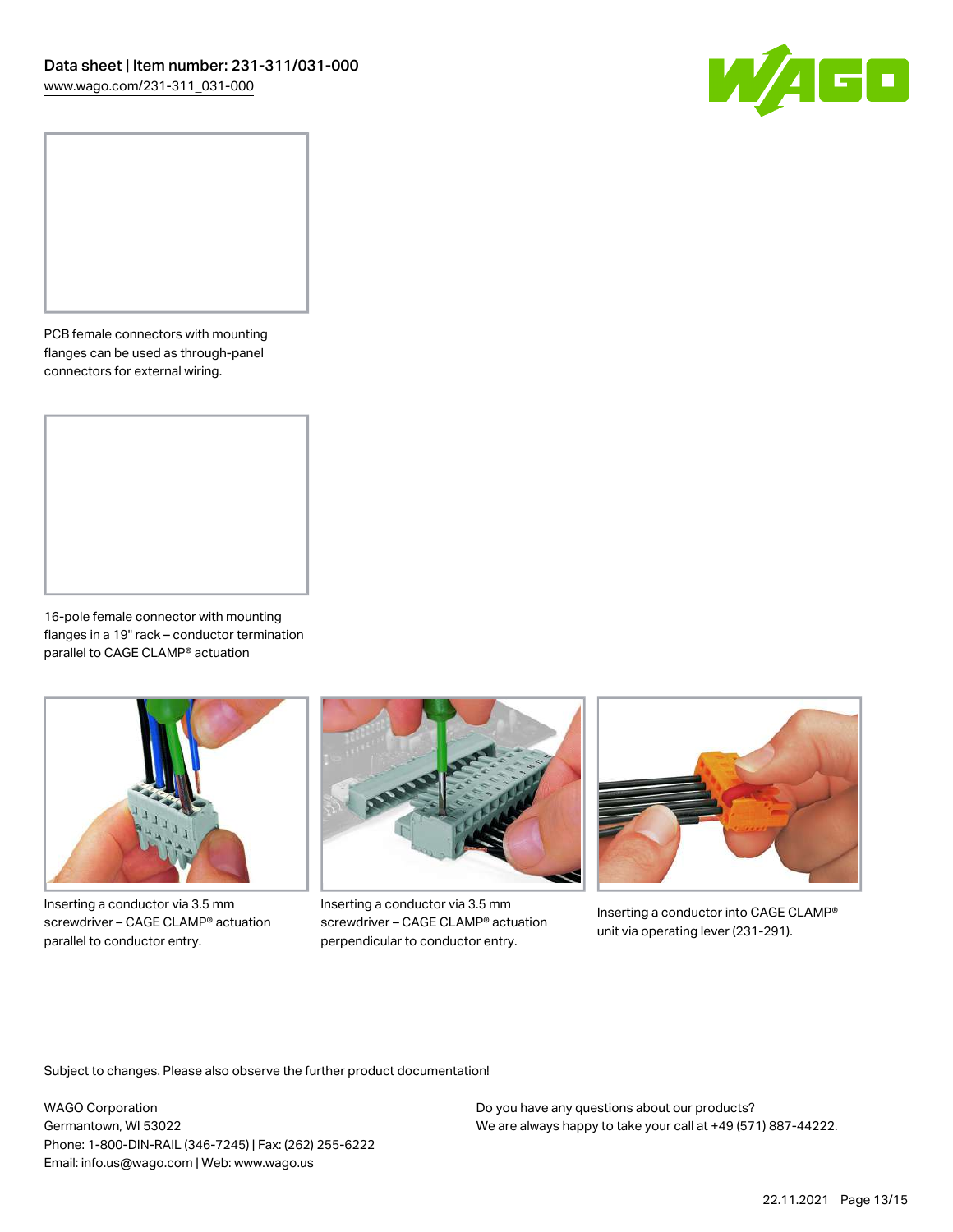PCB female connectors with mounting flanges can be used as through-panel connectors for external wiring.

16-pole female connector with mounting flanges in a 19" rack – conductor termination parallel to CAGE CLAMP® actuation

Inserting a conductor via 3.5 mm screwdriver – CAGE CLAMP® actuation parallel to conductor entry.

Inserting a conductor via 3.5 mm screwdriver – CAGE CLAMP® actuation perpendicular to conductor entry.

Inserting a conductor into CAGE CLAMP® unit via operating lever (231-291).

Subject to changes. Please also observe the further product documentation!

WAGO Corporation
Germantown, WI 53022
Phone: 1-800-DIN-RAIL (346-7245) | Fax: (262) 255-6222
Email: info.us@wago.com | Web: www.wago.us

Do you have any questions about our products?
We are always happy to take your call at +49 (571) 887-44222.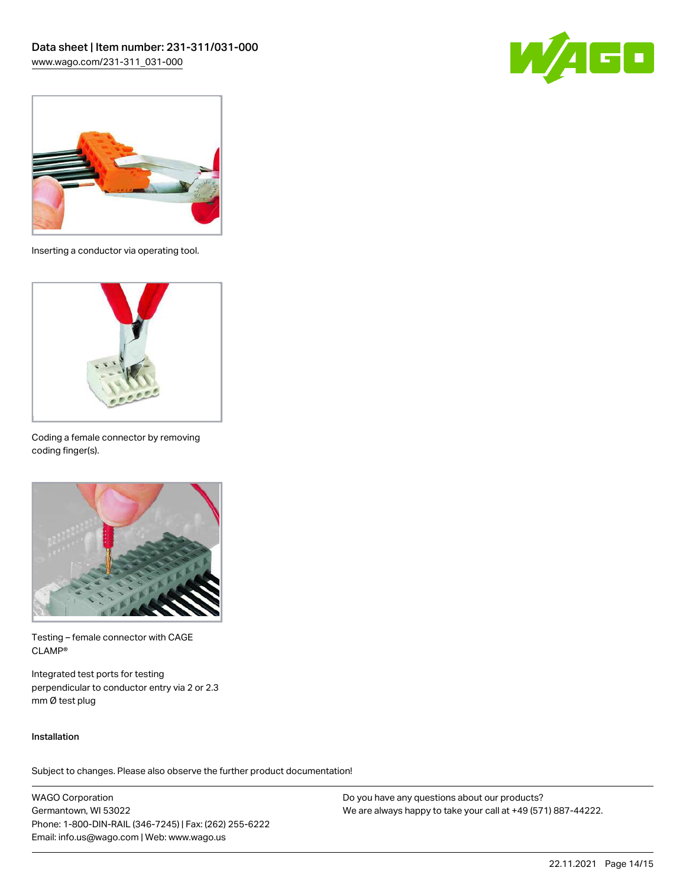Inserting a conductor via operating tool.

Coding a female connector by removing coding finger(s).

Testing – female connector with CAGE CLAMP®

Integrated test ports for testing perpendicular to conductor entry via 2 or 2.3 mm Ø test plug

### Installation

Subject to changes. Please also observe the further product documentation!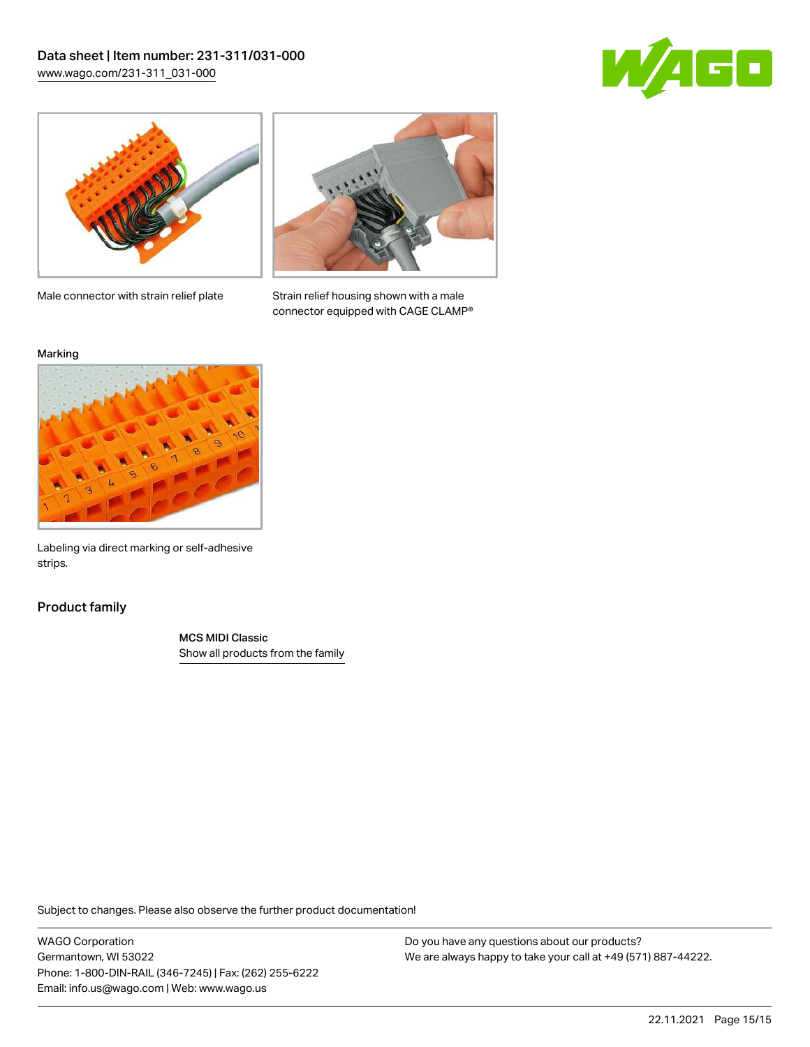Male connector with strain relief plate

Strain relief housing shown with a male connector equipped with CAGE CLAMP®

Marking

Labeling via direct marking or self-adhesive strips.

## Product family

MCS MIDI Classic
Show all products from the family

Subject to changes. Please also observe the further product documentation!

WAGO Corporation
Germantown, WI 53022
Phone: 1-800-DIN-RAIL (346-7245) | Fax: (262) 255-6222
Email: info.us@wago.com | Web: www.wago.us

Do you have any questions about our products?
We are always happy to take your call at +49 (571) 887-44222.